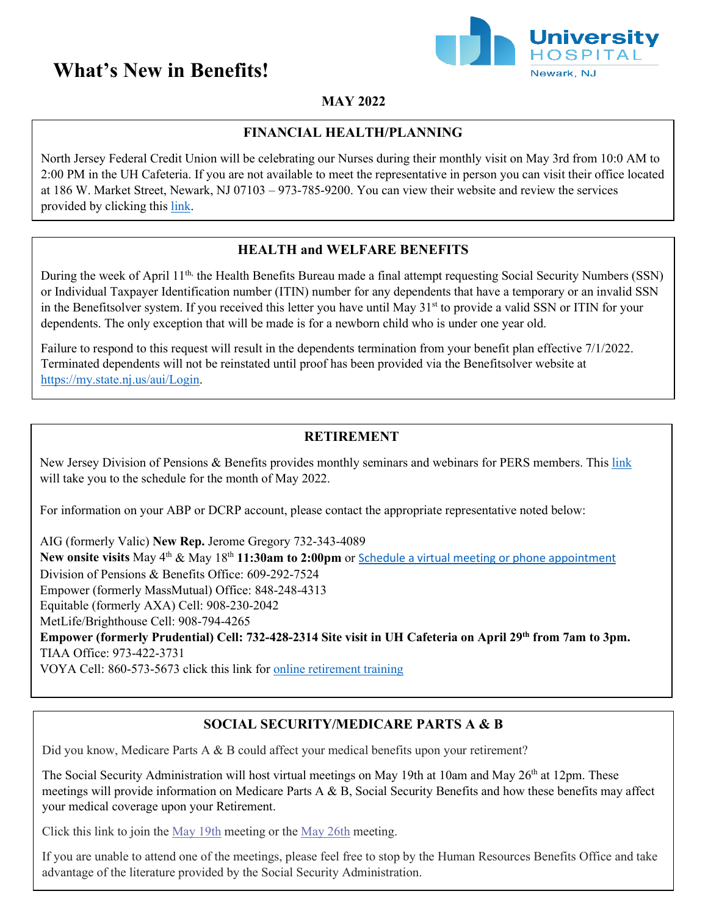# What's New in Benefits!

University HOSPITAL Newark, NJ

**MAY 2022**

## FINANCIAL HEALTH/PLANNING

North Jersey Federal Credit Union will be celebrating our Nurses during their monthly visit on May 3rd from 10:0 AM to 2:00 PM in the UH Cafeteria. If you are not available to meet the representative in person you can visit their office located at 186 W. Market Street, Newark, NJ 07103 – 973-785-9200. You can view their website and review the services provided by clicking this link.

## HEALTH and WELFARE BENEFITS

During the week of April 11th, the Health Benefits Bureau made a final attempt requesting Social Security Numbers (SSN) or Individual Taxpayer Identification number (ITIN) number for any dependents that have a temporary or an invalid SSN in the Benefitsolver system. If you received this letter you have until May 31st to provide a valid SSN or ITIN for your dependents. The only exception that will be made is for a newborn child who is under one year old.

Failure to respond to this request will result in the dependents termination from your benefit plan effective 7/1/2022. Terminated dependents will not be reinstated until proof has been provided via the Benefitsolver website at https://my.state.nj.us/aui/Login.

## RETIREMENT

New Jersey Division of Pensions & Benefits provides monthly seminars and webinars for PERS members. This link will take you to the schedule for the month of May 2022.

For information on your ABP or DCRP account, please contact the appropriate representative noted below:

AIG (formerly Valic) **New Rep.** Jerome Gregory 732-343-4089
**New onsite visits** May 4th & May 18th **11:30am to 2:00pm** or Schedule a virtual meeting or phone appointment
Division of Pensions & Benefits Office: 609-292-7524
Empower (formerly MassMutual) Office: 848-248-4313
Equitable (formerly AXA) Cell: 908-230-2042
MetLife/Brighthouse Cell: 908-794-4265
**Empower (formerly Prudential) Cell: 732-428-2314 Site visit in UH Cafeteria on April 29th from 7am to 3pm.**
TIAA Office: 973-422-3731
VOYA Cell: 860-573-5673 click this link for online retirement training

## SOCIAL SECURITY/MEDICARE PARTS A & B

Did you know, Medicare Parts A & B could affect your medical benefits upon your retirement?

The Social Security Administration will host virtual meetings on May 19th at 10am and May 26th at 12pm. These meetings will provide information on Medicare Parts A & B, Social Security Benefits and how these benefits may affect your medical coverage upon your Retirement.

Click this link to join the May 19th meeting or the May 26th meeting.

If you are unable to attend one of the meetings, please feel free to stop by the Human Resources Benefits Office and take advantage of the literature provided by the Social Security Administration.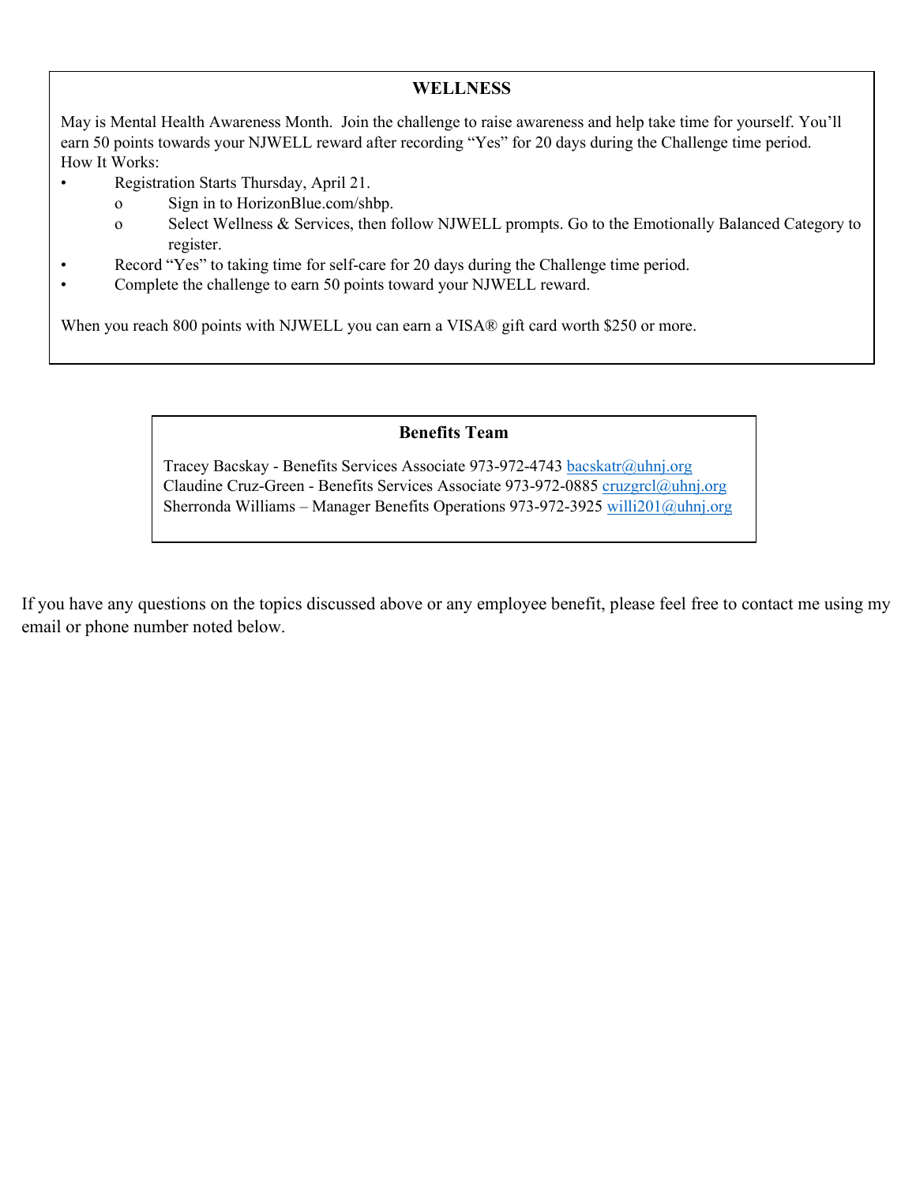## WELLNESS

May is Mental Health Awareness Month. Join the challenge to raise awareness and help take time for yourself. You'll earn 50 points towards your NJWELL reward after recording "Yes" for 20 days during the Challenge time period.
How It Works:

- Registration Starts Thursday, April 21.
  - Sign in to HorizonBlue.com/shbp.
  - Select Wellness & Services, then follow NJWELL prompts. Go to the Emotionally Balanced Category to register.
- Record "Yes" to taking time for self-care for 20 days during the Challenge time period.
- Complete the challenge to earn 50 points toward your NJWELL reward.

When you reach 800 points with NJWELL you can earn a VISA® gift card worth $250 or more.

## Benefits Team

Tracey Bacskay - Benefits Services Associate 973-972-4743 bacskatr@uhnj.org
Claudine Cruz-Green - Benefits Services Associate 973-972-0885 cruzgrcl@uhnj.org
Sherronda Williams – Manager Benefits Operations 973-972-3925 willi201@uhnj.org

If you have any questions on the topics discussed above or any employee benefit, please feel free to contact me using my email or phone number noted below.